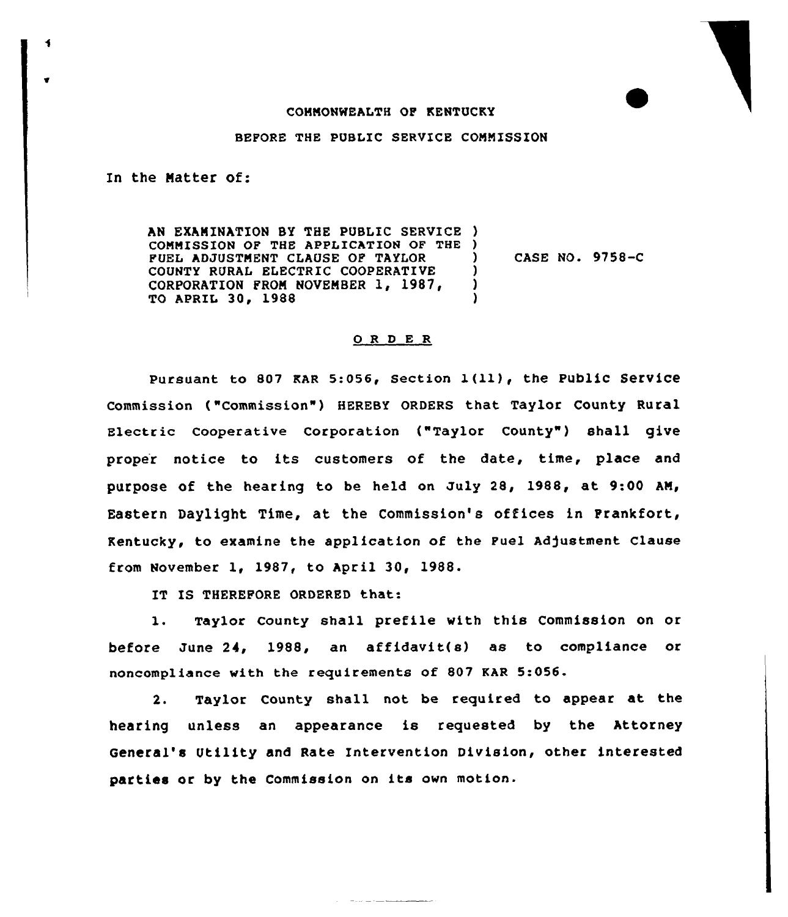COMMONWEALTH OF KENTUCKY

BEFORE THE PUBLIC SERVICE COMMISSION

In the Matter of:

AN EXAMINATION BY THE PUBLIC SERVICE COMMISSION OF THE APPLICATION OF THE FUEL ADJUSTMENT CLAUSE OF TAYLOR COUNTY RURAL ELECTRIC COOPERATIVE CORPORATION FROM NOVEMBER 1, 1987, TO APRIL 30, 1988

CASE NO. 9758-C

## O R D E R

Pursuant to 807 KAR 5:056, Section 1(11), the Public Service Commission ("Commission") HEREBY ORDERS that Taylor County Rural Electric Cooperative Corporation ("Taylor County") shall give proper notice to its customers of the date, time, place and purpose of the hearing to be held on July 28, 1988, at 9:00 AM, Eastern Daylight Time, at the Commission's offices in Frankfort, Kentucky, to examine the application of the Fuel Adjustment Clause from November 1, 1987, to April 30, 1988.

IT IS THEREFORE ORDERED that:

1. Taylor County shall prefile with this Commission on or before June 24, 1988, an affidavit(s) as to compliance or noncompliance with the requirements of 807 KAR 5:056.

2. Taylor County shall not be required to appear at the hearing unless an appearance is requested by the Attorney General's Utility and Rate Intervention Division, other interested parties or by the Commission on its own motion.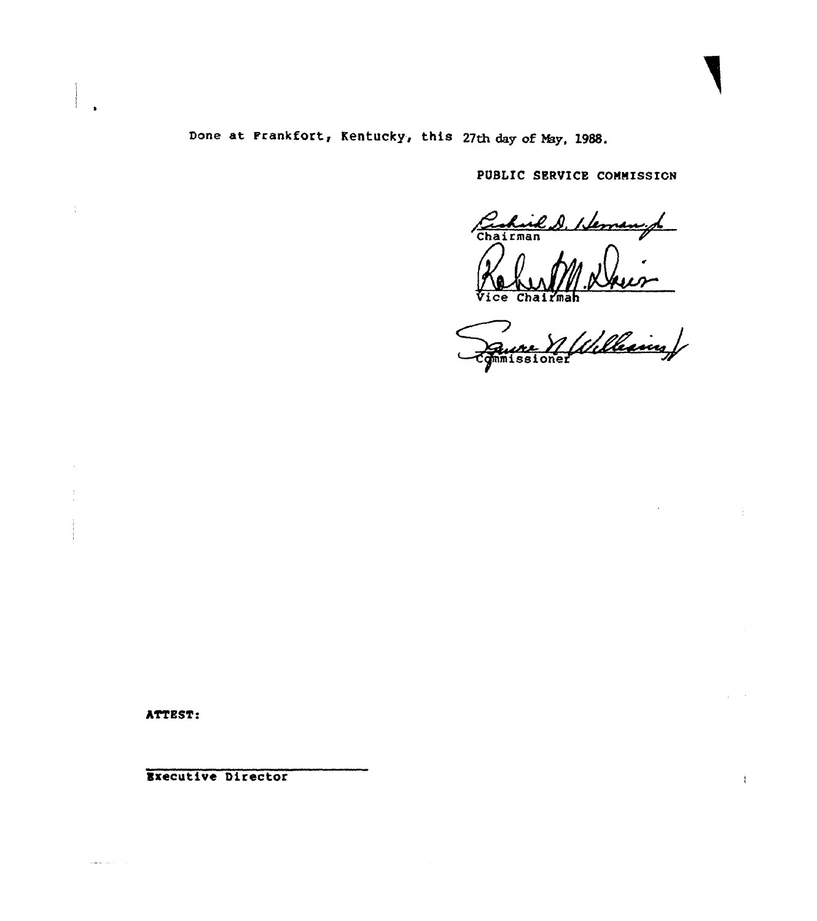Done at Frankfort, Kentucky, this 27th day of May, 1988.

PUBLIC SERVICE COMMISSION

Chairman

Vice Chairman

Commissioner

ATTEST:

Executive Director